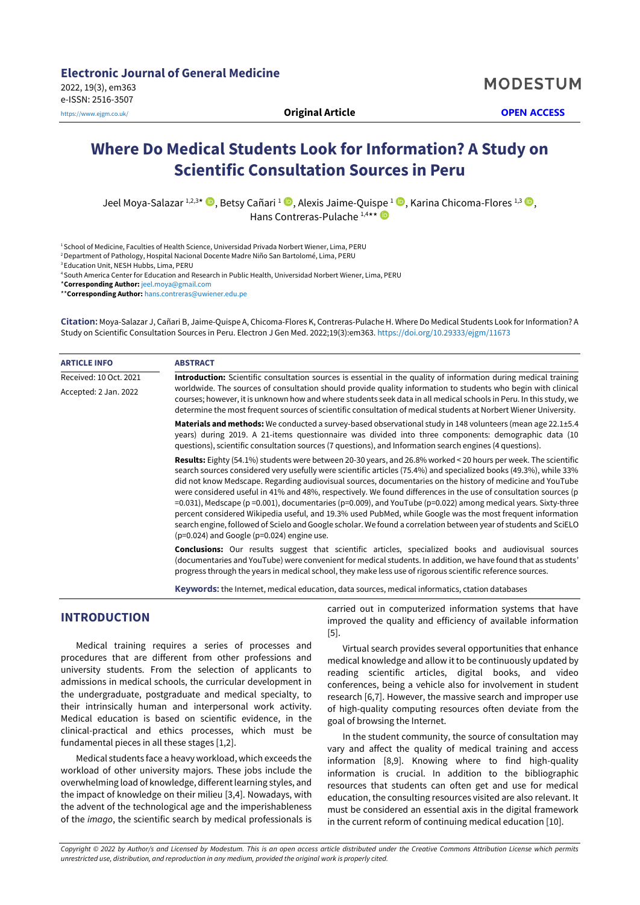# Where Do Medical Students Look for Information? A Study on Scientific Consultation Sources in Peru

Jeel Moya-Salazar [1,2,3*], Betsy Cañari [1], Alexis Jaime-Quispe [1], Karina Chicoma-Flores [1,3], Hans Contreras-Pulache [1,4**]

[1] School of Medicine, Faculties of Health Science, Universidad Privada Norbert Wiener, Lima, PERU
[2] Department of Pathology, Hospital Nacional Docente Madre Niño San Bartolomé, Lima, PERU
[3] Education Unit, NESH Hubbs, Lima, PERU
[4] South America Center for Education and Research in Public Health, Universidad Norbert Wiener, Lima, PERU
*Corresponding Author: jeel.moya@gmail.com
**Corresponding Author: hans.contreras@uwiener.edu.pe

**Citation:** Moya-Salazar J, Cañari B, Jaime-Quispe A, Chicoma-Flores K, Contreras-Pulache H. Where Do Medical Students Look for Information? A Study on Scientific Consultation Sources in Peru. Electron J Gen Med. 2022;19(3):em363. https://doi.org/10.29333/ejgm/11673

**ARTICLE INFO**

Received: 10 Oct. 2021
Accepted: 2 Jan. 2022

**ABSTRACT**

**Introduction:** Scientific consultation sources is essential in the quality of information during medical training worldwide. The sources of consultation should provide quality information to students who begin with clinical courses; however, it is unknown how and where students seek data in all medical schools in Peru. In this study, we determine the most frequent sources of scientific consultation of medical students at Norbert Wiener University.

**Materials and methods:** We conducted a survey-based observational study in 148 volunteers (mean age 22.1±5.4 years) during 2019. A 21-items questionnaire was divided into three components: demographic data (10 questions), scientific consultation sources (7 questions), and Information search engines (4 questions).

**Results:** Eighty (54.1%) students were between 20-30 years, and 26.8% worked < 20 hours per week. The scientific search sources considered very usefully were scientific articles (75.4%) and specialized books (49.3%), while 33% did not know Medscape. Regarding audiovisual sources, documentaries on the history of medicine and YouTube were considered useful in 41% and 48%, respectively. We found differences in the use of consultation sources (p =0.031), Medscape (p =0.001), documentaries (p=0.009), and YouTube (p=0.022) among medical years. Sixty-three percent considered Wikipedia useful, and 19.3% used PubMed, while Google was the most frequent information search engine, followed of Scielo and Google scholar. We found a correlation between year of students and SciELO (p=0.024) and Google (p=0.024) engine use.

**Conclusions:** Our results suggest that scientific articles, specialized books and audiovisual sources (documentaries and YouTube) were convenient for medical students. In addition, we have found that as students' progress through the years in medical school, they make less use of rigorous scientific reference sources.

**Keywords:** the Internet, medical education, data sources, medical informatics, ctation databases

## INTRODUCTION

Medical training requires a series of processes and procedures that are different from other professions and university students. From the selection of applicants to admissions in medical schools, the curricular development in the undergraduate, postgraduate and medical specialty, to their intrinsically human and interpersonal work activity. Medical education is based on scientific evidence, in the clinical-practical and ethics processes, which must be fundamental pieces in all these stages [1,2].

Medical students face a heavy workload, which exceeds the workload of other university majors. These jobs include the overwhelming load of knowledge, different learning styles, and the impact of knowledge on their milieu [3,4]. Nowadays, with the advent of the technological age and the imperishableness of the *imago*, the scientific search by medical professionals is carried out in computerized information systems that have improved the quality and efficiency of available information [5].

Virtual search provides several opportunities that enhance medical knowledge and allow it to be continuously updated by reading scientific articles, digital books, and video conferences, being a vehicle also for involvement in student research [6,7]. However, the massive search and improper use of high-quality computing resources often deviate from the goal of browsing the Internet.

In the student community, the source of consultation may vary and affect the quality of medical training and access information [8,9]. Knowing where to find high-quality information is crucial. In addition to the bibliographic resources that students can often get and use for medical education, the consulting resources visited are also relevant. It must be considered an essential axis in the digital framework in the current reform of continuing medical education [10].

*Copyright © 2022 by Author/s and Licensed by Modestum. This is an open access article distributed under the Creative Commons Attribution License which permits unrestricted use, distribution, and reproduction in any medium, provided the original work is properly cited.*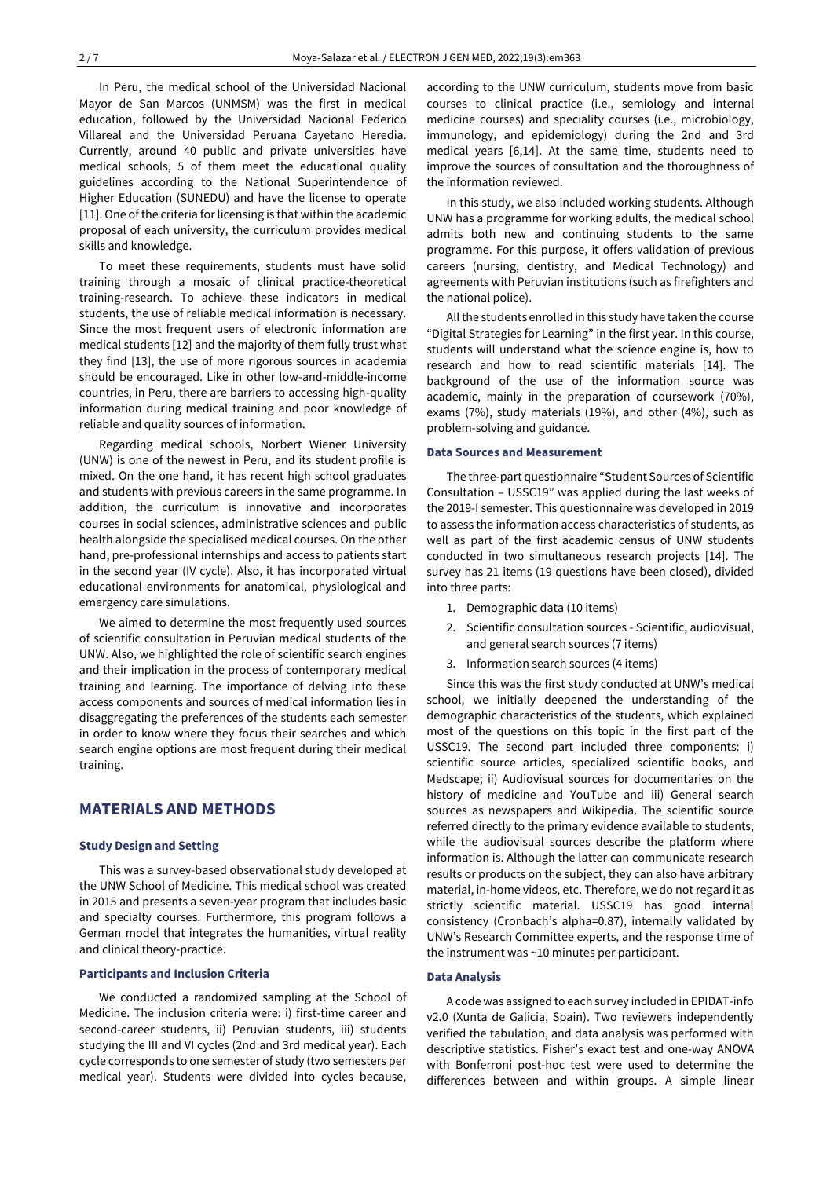In Peru, the medical school of the Universidad Nacional Mayor de San Marcos (UNMSM) was the first in medical education, followed by the Universidad Nacional Federico Villareal and the Universidad Peruana Cayetano Heredia. Currently, around 40 public and private universities have medical schools, 5 of them meet the educational quality guidelines according to the National Superintendence of Higher Education (SUNEDU) and have the license to operate [11]. One of the criteria for licensing is that within the academic proposal of each university, the curriculum provides medical skills and knowledge.

To meet these requirements, students must have solid training through a mosaic of clinical practice-theoretical training-research. To achieve these indicators in medical students, the use of reliable medical information is necessary. Since the most frequent users of electronic information are medical students [12] and the majority of them fully trust what they find [13], the use of more rigorous sources in academia should be encouraged. Like in other low-and-middle-income countries, in Peru, there are barriers to accessing high-quality information during medical training and poor knowledge of reliable and quality sources of information.

Regarding medical schools, Norbert Wiener University (UNW) is one of the newest in Peru, and its student profile is mixed. On the one hand, it has recent high school graduates and students with previous careers in the same programme. In addition, the curriculum is innovative and incorporates courses in social sciences, administrative sciences and public health alongside the specialised medical courses. On the other hand, pre-professional internships and access to patients start in the second year (IV cycle). Also, it has incorporated virtual educational environments for anatomical, physiological and emergency care simulations.

We aimed to determine the most frequently used sources of scientific consultation in Peruvian medical students of the UNW. Also, we highlighted the role of scientific search engines and their implication in the process of contemporary medical training and learning. The importance of delving into these access components and sources of medical information lies in disaggregating the preferences of the students each semester in order to know where they focus their searches and which search engine options are most frequent during their medical training.

## MATERIALS AND METHODS

### Study Design and Setting

This was a survey-based observational study developed at the UNW School of Medicine. This medical school was created in 2015 and presents a seven-year program that includes basic and specialty courses. Furthermore, this program follows a German model that integrates the humanities, virtual reality and clinical theory-practice.

### Participants and Inclusion Criteria

We conducted a randomized sampling at the School of Medicine. The inclusion criteria were: i) first-time career and second-career students, ii) Peruvian students, iii) students studying the III and VI cycles (2nd and 3rd medical year). Each cycle corresponds to one semester of study (two semesters per medical year). Students were divided into cycles because, according to the UNW curriculum, students move from basic courses to clinical practice (i.e., semiology and internal medicine courses) and speciality courses (i.e., microbiology, immunology, and epidemiology) during the 2nd and 3rd medical years [6,14]. At the same time, students need to improve the sources of consultation and the thoroughness of the information reviewed.

In this study, we also included working students. Although UNW has a programme for working adults, the medical school admits both new and continuing students to the same programme. For this purpose, it offers validation of previous careers (nursing, dentistry, and Medical Technology) and agreements with Peruvian institutions (such as firefighters and the national police).

All the students enrolled in this study have taken the course "Digital Strategies for Learning" in the first year. In this course, students will understand what the science engine is, how to research and how to read scientific materials [14]. The background of the use of the information source was academic, mainly in the preparation of coursework (70%), exams (7%), study materials (19%), and other (4%), such as problem-solving and guidance.

### Data Sources and Measurement

The three-part questionnaire "Student Sources of Scientific Consultation – USSC19" was applied during the last weeks of the 2019-I semester. This questionnaire was developed in 2019 to assess the information access characteristics of students, as well as part of the first academic census of UNW students conducted in two simultaneous research projects [14]. The survey has 21 items (19 questions have been closed), divided into three parts:

1. Demographic data (10 items)
2. Scientific consultation sources - Scientific, audiovisual, and general search sources (7 items)
3. Information search sources (4 items)

Since this was the first study conducted at UNW's medical school, we initially deepened the understanding of the demographic characteristics of the students, which explained most of the questions on this topic in the first part of the USSC19. The second part included three components: i) scientific source articles, specialized scientific books, and Medscape; ii) Audiovisual sources for documentaries on the history of medicine and YouTube and iii) General search sources as newspapers and Wikipedia. The scientific source referred directly to the primary evidence available to students, while the audiovisual sources describe the platform where information is. Although the latter can communicate research results or products on the subject, they can also have arbitrary material, in-home videos, etc. Therefore, we do not regard it as strictly scientific material. USSC19 has good internal consistency (Cronbach's alpha=0.87), internally validated by UNW's Research Committee experts, and the response time of the instrument was ~10 minutes per participant.

### Data Analysis

A code was assigned to each survey included in EPIDAT-info v2.0 (Xunta de Galicia, Spain). Two reviewers independently verified the tabulation, and data analysis was performed with descriptive statistics. Fisher's exact test and one-way ANOVA with Bonferroni post-hoc test were used to determine the differences between and within groups. A simple linear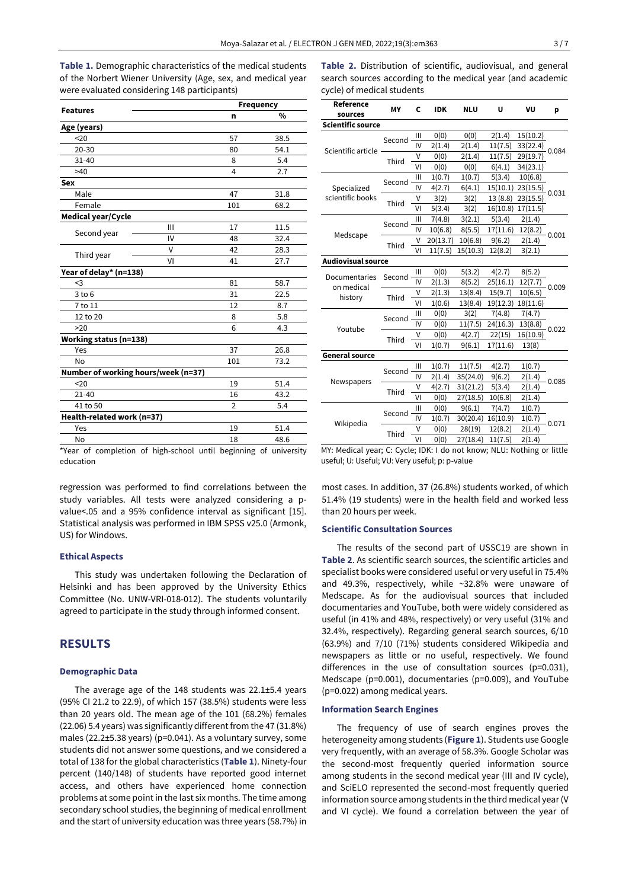**Table 1.** Demographic characteristics of the medical students of the Norbert Wiener University (Age, sex, and medical year were evaluated considering 148 participants)

| Features | | Frequency n | Frequency % |
|---|---|---|---|
| **Age (years)** | | | |
| <20 | | 57 | 38.5 |
| 20-30 | | 80 | 54.1 |
| 31-40 | | 8 | 5.4 |
| >40 | | 4 | 2.7 |
| **Sex** | | | |
| Male | | 47 | 31.8 |
| Female | | 101 | 68.2 |
| **Medical year/Cycle** | | | |
| Second year | III | 17 | 11.5 |
| | IV | 48 | 32.4 |
| Third year | V | 42 | 28.3 |
| | VI | 41 | 27.7 |
| **Year of delay\* (n=138)** | | | |
| <3 | | 81 | 58.7 |
| 3 to 6 | | 31 | 22.5 |
| 7 to 11 | | 12 | 8.7 |
| 12 to 20 | | 8 | 5.8 |
| >20 | | 6 | 4.3 |
| **Working status (n=138)** | | | |
| Yes | | 37 | 26.8 |
| No | | 101 | 73.2 |
| **Number of working hours/week (n=37)** | | | |
| <20 | | 19 | 51.4 |
| 21-40 | | 16 | 43.2 |
| 41 to 50 | | 2 | 5.4 |
| **Health-related work (n=37)** | | | |
| Yes | | 19 | 51.4 |
| No | | 18 | 48.6 |

\*Year of completion of high-school until beginning of university education

regression was performed to find correlations between the study variables. All tests were analyzed considering a p-value<.05 and a 95% confidence interval as significant [15]. Statistical analysis was performed in IBM SPSS v25.0 (Armonk, US) for Windows.

### Ethical Aspects

This study was undertaken following the Declaration of Helsinki and has been approved by the University Ethics Committee (No. UNW-VRI-018-012). The students voluntarily agreed to participate in the study through informed consent.

## RESULTS

### Demographic Data

The average age of the 148 students was 22.1±5.4 years (95% CI 21.2 to 22.9), of which 157 (38.5%) students were less than 20 years old. The mean age of the 101 (68.2%) females (22.06) 5.4 years) was significantly different from the 47 (31.8%) males (22.2±5.38 years) (p=0.041). As a voluntary survey, some students did not answer some questions, and we considered a total of 138 for the global characteristics (**Table 1**). Ninety-four percent (140/148) of students have reported good internet access, and others have experienced home connection problems at some point in the last six months. The time among secondary school studies, the beginning of medical enrollment and the start of university education was three years (58.7%) in most cases. In addition, 37 (26.8%) students worked, of which 51.4% (19 students) were in the health field and worked less than 20 hours per week.

**Table 2.** Distribution of scientific, audiovisual, and general search sources according to the medical year (and academic cycle) of medical students

| Reference sources | MY | C | IDK | NLU | U | VU | p |
|---|---|---|---|---|---|---|---|
| **Scientific source** | | | | | | | |
| Scientific article | Second | III | 0(0) | 0(0) | 2(1.4) | 15(10.2) | 0.084 |
| | | IV | 2(1.4) | 2(1.4) | 11(7.5) | 33(22.4) | |
| | Third | V | 0(0) | 2(1.4) | 11(7.5) | 29(19.7) | |
| | | VI | 0(0) | 0(0) | 6(4.1) | 34(23.1) | |
| Specialized scientific books | Second | III | 1(0.7) | 1(0.7) | 5(3.4) | 10(6.8) | 0.031 |
| | | IV | 4(2.7) | 6(4.1) | 15(10.1) | 23(15.5) | |
| | Third | V | 3(2) | 3(2) | 13 (8.8) | 23(15.5) | |
| | | VI | 5(3.4) | 3(2) | 16(10.8) | 17(11.5) | |
| Medscape | Second | III | 7(4.8) | 3(2.1) | 5(3.4) | 2(1.4) | 0.001 |
| | | IV | 10(6.8) | 8(5.5) | 17(11.6) | 12(8.2) | |
| | Third | V | 20(13.7) | 10(6.8) | 9(6.2) | 2(1.4) | |
| | | VI | 11(7.5) | 15(10.3) | 12(8.2) | 3(2.1) | |
| **Audiovisual source** | | | | | | | |
| Documentaries on medical history | Second | III | 0(0) | 5(3.2) | 4(2.7) | 8(5.2) | 0.009 |
| | | IV | 2(1.3) | 8(5.2) | 25(16.1) | 12(7.7) | |
| | Third | V | 2(1.3) | 13(8.4) | 15(9.7) | 10(6.5) | |
| | | VI | 1(0.6) | 13(8.4) | 19(12.3) | 18(11.6) | |
| Youtube | Second | III | 0(0) | 3(2) | 7(4.8) | 7(4.7) | 0.022 |
| | | IV | 0(0) | 11(7.5) | 24(16.3) | 13(8.8) | |
| | Third | V | 0(0) | 4(2.7) | 22(15) | 16(10.9) | |
| | | VI | 1(0.7) | 9(6.1) | 17(11.6) | 13(8) | |
| **General source** | | | | | | | |
| Newspapers | Second | III | 1(0.7) | 11(7.5) | 4(2.7) | 1(0.7) | 0.085 |
| | | IV | 2(1.4) | 35(24.0) | 9(6.2) | 2(1.4) | |
| | Third | V | 4(2.7) | 31(21.2) | 5(3.4) | 2(1.4) | |
| | | VI | 0(0) | 27(18.5) | 10(6.8) | 2(1.4) | |
| Wikipedia | Second | III | 0(0) | 9(6.1) | 7(4.7) | 1(0.7) | 0.071 |
| | | IV | 1(0.7) | 30(20.4) | 16(10.9) | 1(0.7) | |
| | Third | V | 0(0) | 28(19) | 12(8.2) | 2(1.4) | |
| | | VI | 0(0) | 27(18.4) | 11(7.5) | 2(1.4) | |

MY: Medical year; C: Cycle; IDK: I do not know; NLU: Nothing or little useful; U: Useful; VU: Very useful; p: p-value

### Scientific Consultation Sources

The results of the second part of USSC19 are shown in **Table 2**. As scientific search sources, the scientific articles and specialist books were considered useful or very useful in 75.4% and 49.3%, respectively, while ~32.8% were unaware of Medscape. As for the audiovisual sources that included documentaries and YouTube, both were widely considered as useful (in 41% and 48%, respectively) or very useful (31% and 32.4%, respectively). Regarding general search sources, 6/10 (63.9%) and 7/10 (71%) students considered Wikipedia and newspapers as little or no useful, respectively. We found differences in the use of consultation sources (p=0.031), Medscape (p=0.001), documentaries (p=0.009), and YouTube (p=0.022) among medical years.

### Information Search Engines

The frequency of use of search engines proves the heterogeneity among students (**Figure 1**). Students use Google very frequently, with an average of 58.3%. Google Scholar was the second-most frequently queried information source among students in the second medical year (III and IV cycle), and SciELO represented the second-most frequently queried information source among students in the third medical year (V and VI cycle). We found a correlation between the year of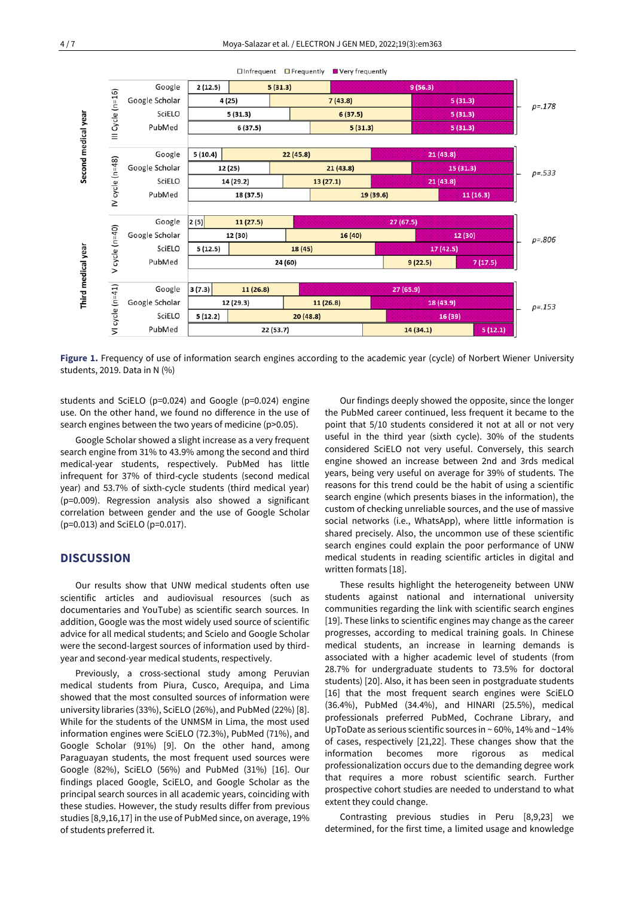| Year | Cycle | Search engine | Infrequent | Frequently | Very frequently | p |
|---|---|---|---|---|---|---|
| Second medical year | III Cycle (n=16) | Google | 2 (12.5) | 5 (31.3) | 9 (56.3) | p=.178 |
| | | Google Scholar | 4 (25) | 7 (43.8) | 5 (31.3) | |
| | | SciELO | 5 (31.3) | 6 (37.5) | 5 (31.3) | |
| | | PubMed | 6 (37.5) | 5 (31.3) | 5 (31.3) | |
| | IV cycle (n=48) | Google | 5 (10.4) | 22 (45.8) | 21 (43.8) | p=.533 |
| | | Google Scholar | 12 (25) | 21 (43.8) | 15 (31.3) | |
| | | SciELO | 14 (29.2) | 13 (27.1) | 21 (43.8) | |
| | | PubMed | 18 (37.5) | 19 (39.6) | 11 (16.3) | |
| Third medical year | V cycle (n=40) | Google | 2 (5) | 11 (27.5) | 27 (67.5) | p=.806 |
| | | Google Scholar | 12 (30) | 16 (40) | 12 (30) | |
| | | SciELO | 5 (12.5) | 18 (45) | 17 (42.5) | |
| | | PubMed | 24 (60) | 9 (22.5) | 7 (17.5) | |
| | VI cycle (n=41) | Google | 3 (7.3) | 11 (26.8) | 27 (65.9) | p=.153 |
| | | Google Scholar | 12 (29.3) | 11 (26.8) | 18 (43.9) | |
| | | SciELO | 5 (12.2) | 20 (48.8) | 16 (39) | |
| | | PubMed | 22 (53.7) | 14 (34.1) | 5 (12.1) | |

**Figure 1.** Frequency of use of information search engines according to the academic year (cycle) of Norbert Wiener University students, 2019. Data in N (%)

students and SciELO (p=0.024) and Google (p=0.024) engine use. On the other hand, we found no difference in the use of search engines between the two years of medicine (p>0.05).

Google Scholar showed a slight increase as a very frequent search engine from 31% to 43.9% among the second and third medical-year students, respectively. PubMed has little infrequent for 37% of third-cycle students (second medical year) and 53.7% of sixth-cycle students (third medical year) (p=0.009). Regression analysis also showed a significant correlation between gender and the use of Google Scholar (p=0.013) and SciELO (p=0.017).

## DISCUSSION

Our results show that UNW medical students often use scientific articles and audiovisual resources (such as documentaries and YouTube) as scientific search sources. In addition, Google was the most widely used source of scientific advice for all medical students; and Scielo and Google Scholar were the second-largest sources of information used by third-year and second-year medical students, respectively.

Previously, a cross-sectional study among Peruvian medical students from Piura, Cusco, Arequipa, and Lima showed that the most consulted sources of information were university libraries (33%), SciELO (26%), and PubMed (22%) [8]. While for the students of the UNMSM in Lima, the most used information engines were SciELO (72.3%), PubMed (71%), and Google Scholar (91%) [9]. On the other hand, among Paraguayan students, the most frequent used sources were Google (82%), SciELO (56%) and PubMed (31%) [16]. Our findings placed Google, SciELO, and Google Scholar as the principal search sources in all academic years, coinciding with these studies. However, the study results differ from previous studies [8,9,16,17] in the use of PubMed since, on average, 19% of students preferred it.

Our findings deeply showed the opposite, since the longer the PubMed career continued, less frequent it became to the point that 5/10 students considered it not at all or not very useful in the third year (sixth cycle). 30% of the students considered SciELO not very useful. Conversely, this search engine showed an increase between 2nd and 3rds medical years, being very useful on average for 39% of students. The reasons for this trend could be the habit of using a scientific search engine (which presents biases in the information), the custom of checking unreliable sources, and the use of massive social networks (i.e., WhatsApp), where little information is shared precisely. Also, the uncommon use of these scientific search engines could explain the poor performance of UNW medical students in reading scientific articles in digital and written formats [18].

These results highlight the heterogeneity between UNW students against national and international university communities regarding the link with scientific search engines [19]. These links to scientific engines may change as the career progresses, according to medical training goals. In Chinese medical students, an increase in learning demands is associated with a higher academic level of students (from 28.7% for undergraduate students to 73.5% for doctoral students) [20]. Also, it has been seen in postgraduate students [16] that the most frequent search engines were SciELO (36.4%), PubMed (34.4%), and HINARI (25.5%), medical professionals preferred PubMed, Cochrane Library, and UpToDate as serious scientific sources in ~ 60%, 14% and ~14% of cases, respectively [21,22]. These changes show that the information becomes more rigorous as medical professionalization occurs due to the demanding degree work that requires a more robust scientific search. Further prospective cohort studies are needed to understand to what extent they could change.

Contrasting previous studies in Peru [8,9,23] we determined, for the first time, a limited usage and knowledge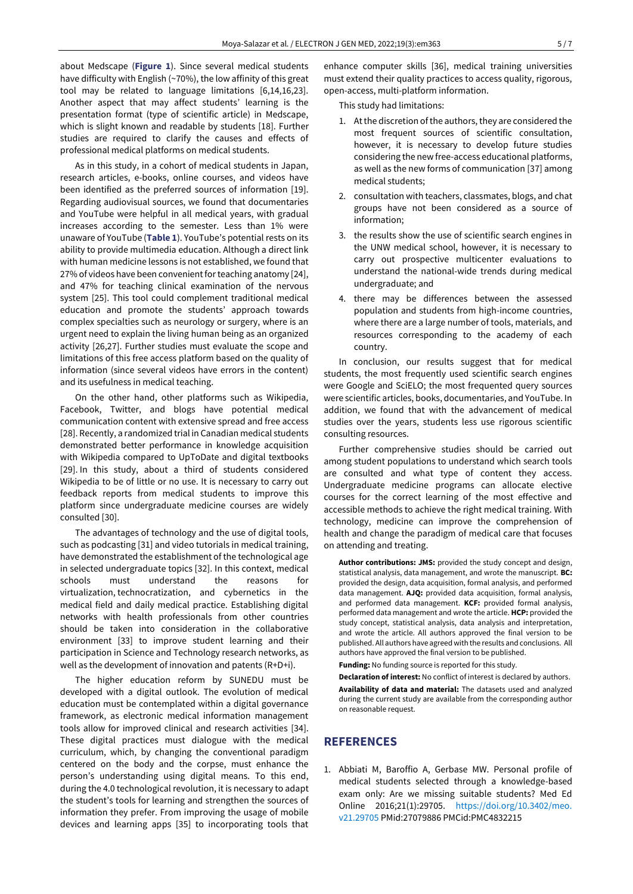about Medscape (**Figure 1**). Since several medical students have difficulty with English (~70%), the low affinity of this great tool may be related to language limitations [6,14,16,23]. Another aspect that may affect students' learning is the presentation format (type of scientific article) in Medscape, which is slight known and readable by students [18]. Further studies are required to clarify the causes and effects of professional medical platforms on medical students.

As in this study, in a cohort of medical students in Japan, research articles, e-books, online courses, and videos have been identified as the preferred sources of information [19]. Regarding audiovisual sources, we found that documentaries and YouTube were helpful in all medical years, with gradual increases according to the semester. Less than 1% were unaware of YouTube (**Table 1**). YouTube's potential rests on its ability to provide multimedia education. Although a direct link with human medicine lessons is not established, we found that 27% of videos have been convenient for teaching anatomy [24], and 47% for teaching clinical examination of the nervous system [25]. This tool could complement traditional medical education and promote the students' approach towards complex specialties such as neurology or surgery, where is an urgent need to explain the living human being as an organized activity [26,27]. Further studies must evaluate the scope and limitations of this free access platform based on the quality of information (since several videos have errors in the content) and its usefulness in medical teaching.

On the other hand, other platforms such as Wikipedia, Facebook, Twitter, and blogs have potential medical communication content with extensive spread and free access [28]. Recently, a randomized trial in Canadian medical students demonstrated better performance in knowledge acquisition with Wikipedia compared to UpToDate and digital textbooks [29]. In this study, about a third of students considered Wikipedia to be of little or no use. It is necessary to carry out feedback reports from medical students to improve this platform since undergraduate medicine courses are widely consulted [30].

The advantages of technology and the use of digital tools, such as podcasting [31] and video tutorials in medical training, have demonstrated the establishment of the technological age in selected undergraduate topics [32]. In this context, medical schools must understand the reasons for virtualization, technocratization, and cybernetics in the medical field and daily medical practice. Establishing digital networks with health professionals from other countries should be taken into consideration in the collaborative environment [33] to improve student learning and their participation in Science and Technology research networks, as well as the development of innovation and patents (R+D+i).

The higher education reform by SUNEDU must be developed with a digital outlook. The evolution of medical education must be contemplated within a digital governance framework, as electronic medical information management tools allow for improved clinical and research activities [34]. These digital practices must dialogue with the medical curriculum, which, by changing the conventional paradigm centered on the body and the corpse, must enhance the person's understanding using digital means. To this end, during the 4.0 technological revolution, it is necessary to adapt the student's tools for learning and strengthen the sources of information they prefer. From improving the usage of mobile devices and learning apps [35] to incorporating tools that enhance computer skills [36], medical training universities must extend their quality practices to access quality, rigorous, open-access, multi-platform information.

This study had limitations:

1. At the discretion of the authors, they are considered the most frequent sources of scientific consultation, however, it is necessary to develop future studies considering the new free-access educational platforms, as well as the new forms of communication [37] among medical students;
2. consultation with teachers, classmates, blogs, and chat groups have not been considered as a source of information;
3. the results show the use of scientific search engines in the UNW medical school, however, it is necessary to carry out prospective multicenter evaluations to understand the national-wide trends during medical undergraduate; and
4. there may be differences between the assessed population and students from high-income countries, where there are a large number of tools, materials, and resources corresponding to the academy of each country.

In conclusion, our results suggest that for medical students, the most frequently used scientific search engines were Google and SciELO; the most frequented query sources were scientific articles, books, documentaries, and YouTube. In addition, we found that with the advancement of medical studies over the years, students less use rigorous scientific consulting resources.

Further comprehensive studies should be carried out among student populations to understand which search tools are consulted and what type of content they access. Undergraduate medicine programs can allocate elective courses for the correct learning of the most effective and accessible methods to achieve the right medical training. With technology, medicine can improve the comprehension of health and change the paradigm of medical care that focuses on attending and treating.

**Author contributions: JMS:** provided the study concept and design, statistical analysis, data management, and wrote the manuscript. **BC:** provided the design, data acquisition, formal analysis, and performed data management. **AJQ:** provided data acquisition, formal analysis, and performed data management. **KCF:** provided formal analysis, performed data management and wrote the article. **HCP:** provided the study concept, statistical analysis, data analysis and interpretation, and wrote the article. All authors approved the final version to be published. All authors have agreed with the results and conclusions. All authors have approved the final version to be published.

**Funding:** No funding source is reported for this study.

**Declaration of interest:** No conflict of interest is declared by authors.

**Availability of data and material:** The datasets used and analyzed during the current study are available from the corresponding author on reasonable request.

## REFERENCES

1. Abbiati M, Baroffio A, Gerbase MW. Personal profile of medical students selected through a knowledge-based exam only: Are we missing suitable students? Med Ed Online 2016;21(1):29705. https://doi.org/10.3402/meo.v21.29705 PMid:27079886 PMCid:PMC4832215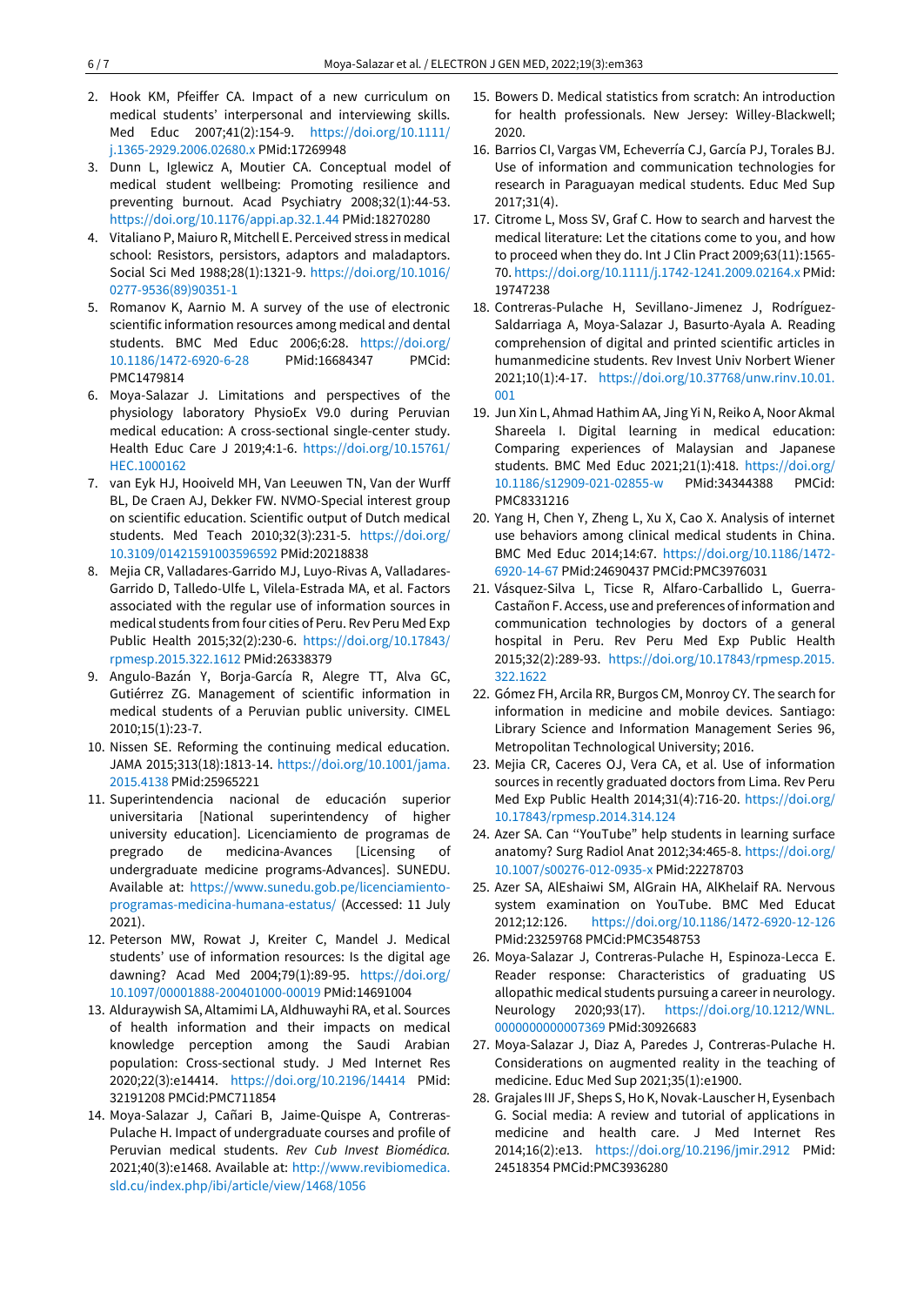2. Hook KM, Pfeiffer CA. Impact of a new curriculum on medical students' interpersonal and interviewing skills. Med Educ 2007;41(2):154-9. https://doi.org/10.1111/j.1365-2929.2006.02680.x PMid:17269948
3. Dunn L, Iglewicz A, Moutier CA. Conceptual model of medical student wellbeing: Promoting resilience and preventing burnout. Acad Psychiatry 2008;32(1):44-53. https://doi.org/10.1176/appi.ap.32.1.44 PMid:18270280
4. Vitaliano P, Maiuro R, Mitchell E. Perceived stress in medical school: Resistors, persistors, adaptors and maladaptors. Social Sci Med 1988;28(1):1321-9. https://doi.org/10.1016/0277-9536(89)90351-1
5. Romanov K, Aarnio M. A survey of the use of electronic scientific information resources among medical and dental students. BMC Med Educ 2006;6:28. https://doi.org/10.1186/1472-6920-6-28 PMid:16684347 PMCid:PMC1479814
6. Moya-Salazar J. Limitations and perspectives of the physiology laboratory PhysioEx V9.0 during Peruvian medical education: A cross-sectional single-center study. Health Educ Care J 2019;4:1-6. https://doi.org/10.15761/HEC.1000162
7. van Eyk HJ, Hooiveld MH, Van Leeuwen TN, Van der Wurff BL, De Craen AJ, Dekker FW. NVMO-Special interest group on scientific education. Scientific output of Dutch medical students. Med Teach 2010;32(3):231-5. https://doi.org/10.3109/01421591003596592 PMid:20218838
8. Mejia CR, Valladares-Garrido MJ, Luyo-Rivas A, Valladares-Garrido D, Talledo-Ulfe L, Vilela-Estrada MA, et al. Factors associated with the regular use of information sources in medical students from four cities of Peru. Rev Peru Med Exp Public Health 2015;32(2):230-6. https://doi.org/10.17843/rpmesp.2015.322.1612 PMid:26338379
9. Angulo-Bazán Y, Borja-García R, Alegre TT, Alva GC, Gutiérrez ZG. Management of scientific information in medical students of a Peruvian public university. CIMEL 2010;15(1):23-7.
10. Nissen SE. Reforming the continuing medical education. JAMA 2015;313(18):1813-14. https://doi.org/10.1001/jama.2015.4138 PMid:25965221
11. Superintendencia nacional de educación superior universitaria [National superintendency of higher university education]. Licenciamiento de programas de pregrado de medicina-Avances [Licensing of undergraduate medicine programs-Advances]. SUNEDU. Available at: https://www.sunedu.gob.pe/licenciamiento-programas-medicina-humana-estatus/ (Accessed: 11 July 2021).
12. Peterson MW, Rowat J, Kreiter C, Mandel J. Medical students' use of information resources: Is the digital age dawning? Acad Med 2004;79(1):89-95. https://doi.org/10.1097/00001888-200401000-00019 PMid:14691004
13. Alduraywish SA, Altamimi LA, Aldhuwayhi RA, et al. Sources of health information and their impacts on medical knowledge perception among the Saudi Arabian population: Cross-sectional study. J Med Internet Res 2020;22(3):e14414. https://doi.org/10.2196/14414 PMid:32191208 PMCid:PMC711854
14. Moya-Salazar J, Cañari B, Jaime-Quispe A, Contreras-Pulache H. Impact of undergraduate courses and profile of Peruvian medical students. *Rev Cub Invest Biomédica.* 2021;40(3):e1468. Available at: http://www.revibiomedica.sld.cu/index.php/ibi/article/view/1468/1056
15. Bowers D. Medical statistics from scratch: An introduction for health professionals. New Jersey: Willey-Blackwell; 2020.
16. Barrios CI, Vargas VM, Echeverría CJ, García PJ, Torales BJ. Use of information and communication technologies for research in Paraguayan medical students. Educ Med Sup 2017;31(4).
17. Citrome L, Moss SV, Graf C. How to search and harvest the medical literature: Let the citations come to you, and how to proceed when they do. Int J Clin Pract 2009;63(11):1565-70. https://doi.org/10.1111/j.1742-1241.2009.02164.x PMid:19747238
18. Contreras-Pulache H, Sevillano-Jimenez J, Rodríguez-Saldarriaga A, Moya-Salazar J, Basurto-Ayala A. Reading comprehension of digital and printed scientific articles in humanmedicine students. Rev Invest Univ Norbert Wiener 2021;10(1):4-17. https://doi.org/10.37768/unw.rinv.10.01.001
19. Jun Xin L, Ahmad Hathim AA, Jing Yi N, Reiko A, Noor Akmal Shareela I. Digital learning in medical education: Comparing experiences of Malaysian and Japanese students. BMC Med Educ 2021;21(1):418. https://doi.org/10.1186/s12909-021-02855-w PMid:34344388 PMCid:PMC8331216
20. Yang H, Chen Y, Zheng L, Xu X, Cao X. Analysis of internet use behaviors among clinical medical students in China. BMC Med Educ 2014;14:67. https://doi.org/10.1186/1472-6920-14-67 PMid:24690437 PMCid:PMC3976031
21. Vásquez-Silva L, Ticse R, Alfaro-Carballido L, Guerra-Castañon F. Access, use and preferences of information and communication technologies by doctors of a general hospital in Peru. Rev Peru Med Exp Public Health 2015;32(2):289-93. https://doi.org/10.17843/rpmesp.2015.322.1622
22. Gómez FH, Arcila RR, Burgos CM, Monroy CY. The search for information in medicine and mobile devices. Santiago: Library Science and Information Management Series 96, Metropolitan Technological University; 2016.
23. Mejia CR, Caceres OJ, Vera CA, et al. Use of information sources in recently graduated doctors from Lima. Rev Peru Med Exp Public Health 2014;31(4):716-20. https://doi.org/10.17843/rpmesp.2014.314.124
24. Azer SA. Can "YouTube" help students in learning surface anatomy? Surg Radiol Anat 2012;34:465-8. https://doi.org/10.1007/s00276-012-0935-x PMid:22278703
25. Azer SA, AlEshaiwi SM, AlGrain HA, AlKhelaif RA. Nervous system examination on YouTube. BMC Med Educat 2012;12:126. https://doi.org/10.1186/1472-6920-12-126 PMid:23259768 PMCid:PMC3548753
26. Moya-Salazar J, Contreras-Pulache H, Espinoza-Lecca E. Reader response: Characteristics of graduating US allopathic medical students pursuing a career in neurology. Neurology 2020;93(17). https://doi.org/10.1212/WNL.0000000000007369 PMid:30926683
27. Moya-Salazar J, Diaz A, Paredes J, Contreras-Pulache H. Considerations on augmented reality in the teaching of medicine. Educ Med Sup 2021;35(1):e1900.
28. Grajales III JF, Sheps S, Ho K, Novak-Lauscher H, Eysenbach G. Social media: A review and tutorial of applications in medicine and health care. J Med Internet Res 2014;16(2):e13. https://doi.org/10.2196/jmir.2912 PMid:24518354 PMCid:PMC3936280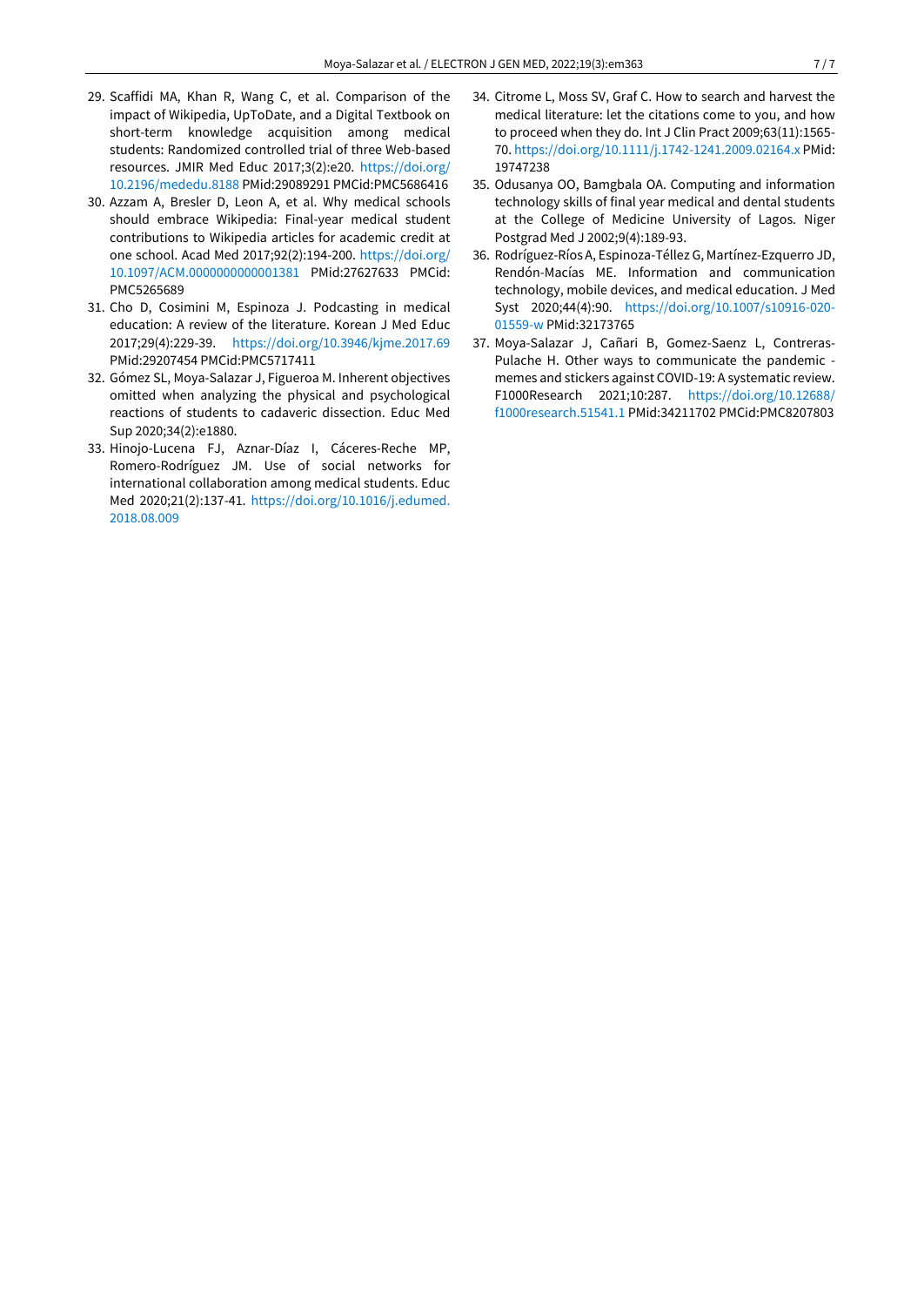29. Scaffidi MA, Khan R, Wang C, et al. Comparison of the impact of Wikipedia, UpToDate, and a Digital Textbook on short-term knowledge acquisition among medical students: Randomized controlled trial of three Web-based resources. JMIR Med Educ 2017;3(2):e20. https://doi.org/10.2196/mededu.8188 PMid:29089291 PMCid:PMC5686416
30. Azzam A, Bresler D, Leon A, et al. Why medical schools should embrace Wikipedia: Final-year medical student contributions to Wikipedia articles for academic credit at one school. Acad Med 2017;92(2):194-200. https://doi.org/10.1097/ACM.0000000000001381 PMid:27627633 PMCid: PMC5265689
31. Cho D, Cosimini M, Espinoza J. Podcasting in medical education: A review of the literature. Korean J Med Educ 2017;29(4):229-39. https://doi.org/10.3946/kjme.2017.69 PMid:29207454 PMCid:PMC5717411
32. Gómez SL, Moya-Salazar J, Figueroa M. Inherent objectives omitted when analyzing the physical and psychological reactions of students to cadaveric dissection. Educ Med Sup 2020;34(2):e1880.
33. Hinojo-Lucena FJ, Aznar-Díaz I, Cáceres-Reche MP, Romero-Rodríguez JM. Use of social networks for international collaboration among medical students. Educ Med 2020;21(2):137-41. https://doi.org/10.1016/j.edumed.2018.08.009
34. Citrome L, Moss SV, Graf C. How to search and harvest the medical literature: let the citations come to you, and how to proceed when they do. Int J Clin Pract 2009;63(11):1565-70. https://doi.org/10.1111/j.1742-1241.2009.02164.x PMid: 19747238
35. Odusanya OO, Bamgbala OA. Computing and information technology skills of final year medical and dental students at the College of Medicine University of Lagos. Niger Postgrad Med J 2002;9(4):189-93.
36. Rodríguez-Ríos A, Espinoza-Téllez G, Martínez-Ezquerro JD, Rendón-Macías ME. Information and communication technology, mobile devices, and medical education. J Med Syst 2020;44(4):90. https://doi.org/10.1007/s10916-020-01559-w PMid:32173765
37. Moya-Salazar J, Cañari B, Gomez-Saenz L, Contreras-Pulache H. Other ways to communicate the pandemic - memes and stickers against COVID-19: A systematic review. F1000Research 2021;10:287. https://doi.org/10.12688/f1000research.51541.1 PMid:34211702 PMCid:PMC8207803